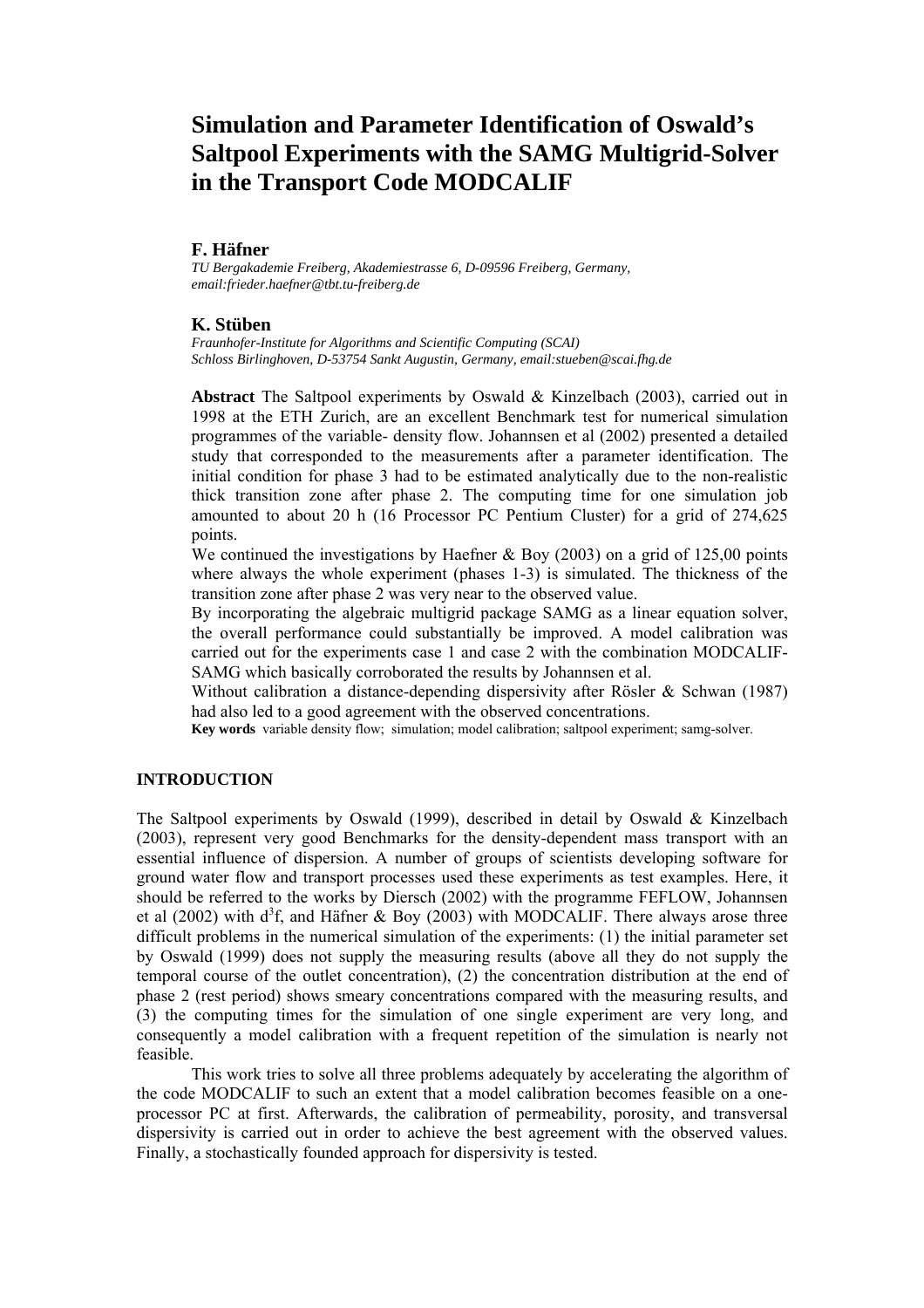# Simulation and Parameter Identification of Oswald's Saltpool Experiments with the SAMG Multigrid-Solver in the Transport Code MODCALIF

### F. Häfner

*TU Bergakademie Freiberg, Akademiestrasse 6, D-09596 Freiberg, Germany, email:frieder.haefner@tbt.tu-freiberg.de*

### K. Stüben

*Fraunhofer-Institute for Algorithms and Scientific Computing (SCAI) Schloss Birlinghoven, D-53754 Sankt Augustin, Germany, email:stueben@scai.fhg.de*

**Abstract** The Saltpool experiments by Oswald & Kinzelbach (2003), carried out in 1998 at the ETH Zurich, are an excellent Benchmark test for numerical simulation programmes of the variable- density flow. Johannsen et al (2002) presented a detailed study that corresponded to the measurements after a parameter identification. The initial condition for phase 3 had to be estimated analytically due to the non-realistic thick transition zone after phase 2. The computing time for one simulation job amounted to about 20 h (16 Processor PC Pentium Cluster) for a grid of 274,625 points.

We continued the investigations by Haefner & Boy (2003) on a grid of 125,00 points where always the whole experiment (phases 1-3) is simulated. The thickness of the transition zone after phase 2 was very near to the observed value.

By incorporating the algebraic multigrid package SAMG as a linear equation solver, the overall performance could substantially be improved. A model calibration was carried out for the experiments case 1 and case 2 with the combination MODCALIF-SAMG which basically corroborated the results by Johannsen et al.

Without calibration a distance-depending dispersivity after Rösler & Schwan (1987) had also led to a good agreement with the observed concentrations.

**Key words** variable density flow; simulation; model calibration; saltpool experiment; samg-solver.

## INTRODUCTION

The Saltpool experiments by Oswald (1999), described in detail by Oswald & Kinzelbach (2003), represent very good Benchmarks for the density-dependent mass transport with an essential influence of dispersion. A number of groups of scientists developing software for ground water flow and transport processes used these experiments as test examples. Here, it should be referred to the works by Diersch (2002) with the programme FEFLOW, Johannsen et al (2002) with $d^3f$, and Häfner & Boy (2003) with MODCALIF. There always arose three difficult problems in the numerical simulation of the experiments: (1) the initial parameter set by Oswald (1999) does not supply the measuring results (above all they do not supply the temporal course of the outlet concentration), (2) the concentration distribution at the end of phase 2 (rest period) shows smeary concentrations compared with the measuring results, and (3) the computing times for the simulation of one single experiment are very long, and consequently a model calibration with a frequent repetition of the simulation is nearly not feasible.

This work tries to solve all three problems adequately by accelerating the algorithm of the code MODCALIF to such an extent that a model calibration becomes feasible on a one-processor PC at first. Afterwards, the calibration of permeability, porosity, and transversal dispersivity is carried out in order to achieve the best agreement with the observed values. Finally, a stochastically founded approach for dispersivity is tested.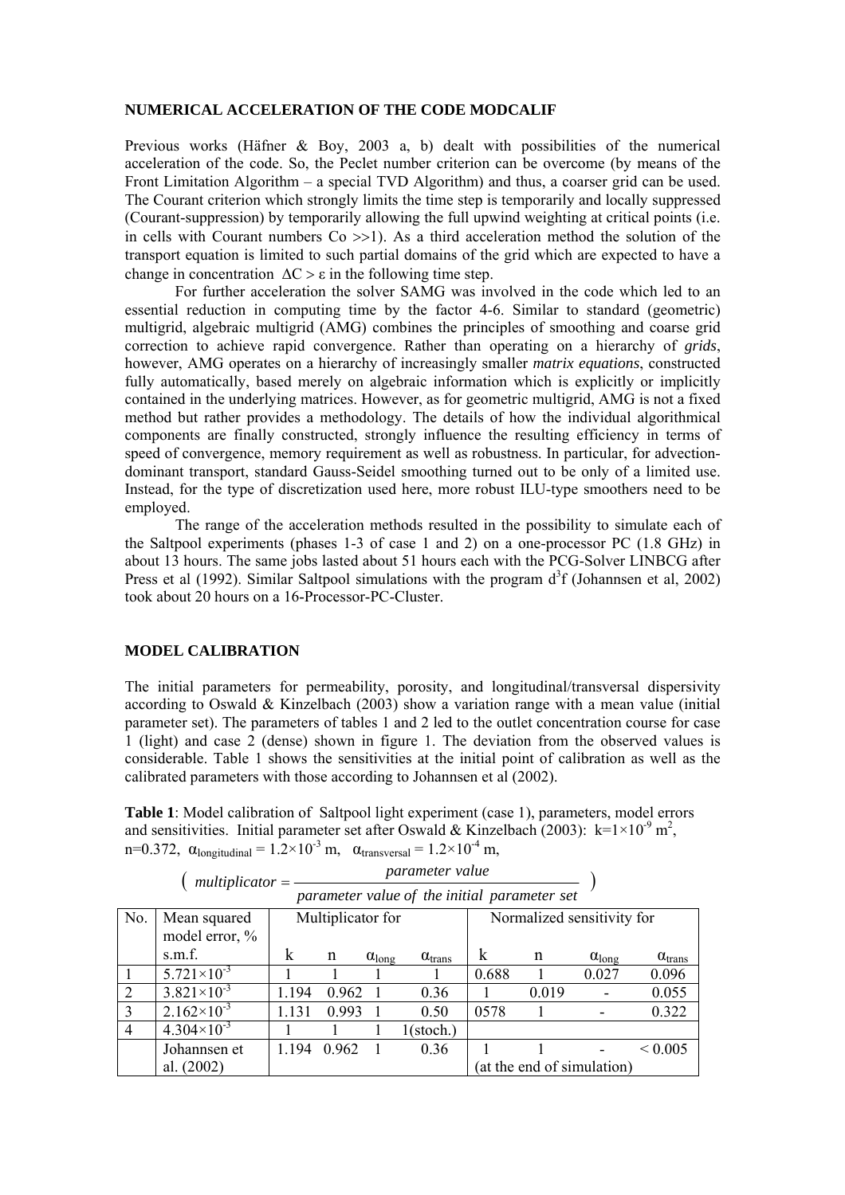### NUMERICAL ACCELERATION OF THE CODE MODCALIF

Previous works (Häfner & Boy, 2003 a, b) dealt with possibilities of the numerical acceleration of the code. So, the Peclet number criterion can be overcome (by means of the Front Limitation Algorithm – a special TVD Algorithm) and thus, a coarser grid can be used. The Courant criterion which strongly limits the time step is temporarily and locally suppressed (Courant-suppression) by temporarily allowing the full upwind weighting at critical points (i.e. in cells with Courant numbers Co >>1). As a third acceleration method the solution of the transport equation is limited to such partial domains of the grid which are expected to have a change in concentration $\Delta C > \varepsilon$ in the following time step.

For further acceleration the solver SAMG was involved in the code which led to an essential reduction in computing time by the factor 4-6. Similar to standard (geometric) multigrid, algebraic multigrid (AMG) combines the principles of smoothing and coarse grid correction to achieve rapid convergence. Rather than operating on a hierarchy of *grids*, however, AMG operates on a hierarchy of increasingly smaller *matrix equations*, constructed fully automatically, based merely on algebraic information which is explicitly or implicitly contained in the underlying matrices. However, as for geometric multigrid, AMG is not a fixed method but rather provides a methodology. The details of how the individual algorithmical components are finally constructed, strongly influence the resulting efficiency in terms of speed of convergence, memory requirement as well as robustness. In particular, for advection-dominant transport, standard Gauss-Seidel smoothing turned out to be only of a limited use. Instead, for the type of discretization used here, more robust ILU-type smoothers need to be employed.

The range of the acceleration methods resulted in the possibility to simulate each of the Saltpool experiments (phases 1-3 of case 1 and 2) on a one-processor PC (1.8 GHz) in about 13 hours. The same jobs lasted about 51 hours each with the PCG-Solver LINBCG after Press et al (1992). Similar Saltpool simulations with the program $d^3f$ (Johannsen et al, 2002) took about 20 hours on a 16-Processor-PC-Cluster.

### MODEL CALIBRATION

The initial parameters for permeability, porosity, and longitudinal/transversal dispersivity according to Oswald & Kinzelbach (2003) show a variation range with a mean value (initial parameter set). The parameters of tables 1 and 2 led to the outlet concentration course for case 1 (light) and case 2 (dense) shown in figure 1. The deviation from the observed values is considerable. Table 1 shows the sensitivities at the initial point of calibration as well as the calibrated parameters with those according to Johannsen et al (2002).

**Table 1**: Model calibration of Saltpool light experiment (case 1), parameters, model errors and sensitivities. Initial parameter set after Oswald & Kinzelbach (2003): $k=1\times10^{-9}$ m$^2$, $n=0.372$, $\alpha_{longitudinal} = 1.2\times10^{-3}$ m, $\alpha_{transversal} = 1.2\times10^{-4}$ m,

$$\left( multiplicator = \frac{parameter\ value}{parameter\ value\ of\ the\ initial\ parameter\ set} \right)$$

| No. | Mean squared model error, % s.m.f. | Multiplicator for | | | | Normalized sensitivity for | | | |
|---|---|---|---|---|---|---|---|---|---|
| | | k | n | $\alpha_{long}$ | $\alpha_{trans}$ | k | n | $\alpha_{long}$ | $\alpha_{trans}$ |
| 1 | $5.721\times10^{-3}$ | 1 | 1 | 1 | 1 | 0.688 | 1 | 0.027 | 0.096 |
| 2 | $3.821\times10^{-3}$ | 1.194 | 0.962 | 1 | 0.36 | 1 | 0.019 | - | 0.055 |
| 3 | $2.162\times10^{-3}$ | 1.131 | 0.993 | 1 | 0.50 | 0578 | 1 | - | 0.322 |
| 4 | $4.304\times10^{-3}$ | 1 | 1 | 1 | 1(stoch.) | | | | |
| | Johannsen et al. (2002) | 1.194 | 0.962 | 1 | 0.36 | 1 | 1 | - | < 0.005 |
| | | | | | | (at the end of simulation) | | | |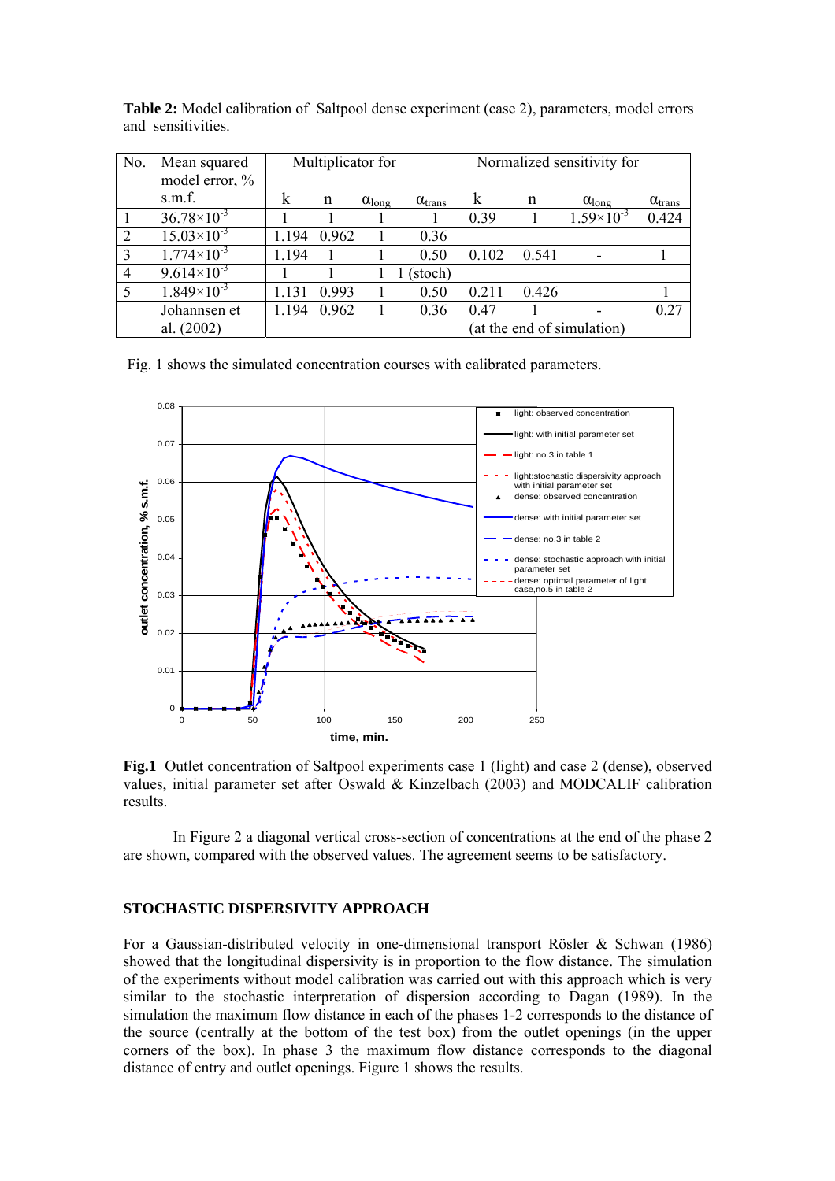**Table 2:** Model calibration of Saltpool dense experiment (case 2), parameters, model errors and sensitivities.

| No. | Mean squared model error, % s.m.f. | Multiplicator for | | | | Normalized sensitivity for | | | |
|---|---|---|---|---|---|---|---|---|---|
| | | k | n | $\alpha_{long}$ | $\alpha_{trans}$ | k | n | $\alpha_{long}$ | $\alpha_{trans}$ |
| 1 | $36.78\times10^{-3}$ | 1 | 1 | 1 | 1 | 0.39 | 1 | $1.59\times10^{-3}$ | 0.424 |
| 2 | $15.03\times10^{-3}$ | 1.194 | 0.962 | 1 | 0.36 | | | | |
| 3 | $1.774\times10^{-3}$ | 1.194 | 1 | 1 | 0.50 | 0.102 | 0.541 | - | 1 |
| 4 | $9.614\times10^{-3}$ | 1 | 1 | 1 | 1 (stoch) | | | | |
| 5 | $1.849\times10^{-3}$ | 1.131 | 0.993 | 1 | 0.50 | 0.211 | 0.426 | | 1 |
| | Johannsen et al. (2002) | 1.194 | 0.962 | 1 | 0.36 | 0.47 | 1 | - | 0.27 |
| | | | | | | (at the end of simulation) | | | |

Fig. 1 shows the simulated concentration courses with calibrated parameters.

**Fig.1** Outlet concentration of Saltpool experiments case 1 (light) and case 2 (dense), observed values, initial parameter set after Oswald & Kinzelbach (2003) and MODCALIF calibration results.

In Figure 2 a diagonal vertical cross-section of concentrations at the end of the phase 2 are shown, compared with the observed values. The agreement seems to be satisfactory.

## STOCHASTIC DISPERSIVITY APPROACH

For a Gaussian-distributed velocity in one-dimensional transport Rösler & Schwan (1986) showed that the longitudinal dispersivity is in proportion to the flow distance. The simulation of the experiments without model calibration was carried out with this approach which is very similar to the stochastic interpretation of dispersion according to Dagan (1989). In the simulation the maximum flow distance in each of the phases 1-2 corresponds to the distance of the source (centrally at the bottom of the test box) from the outlet openings (in the upper corners of the box). In phase 3 the maximum flow distance corresponds to the diagonal distance of entry and outlet openings. Figure 1 shows the results.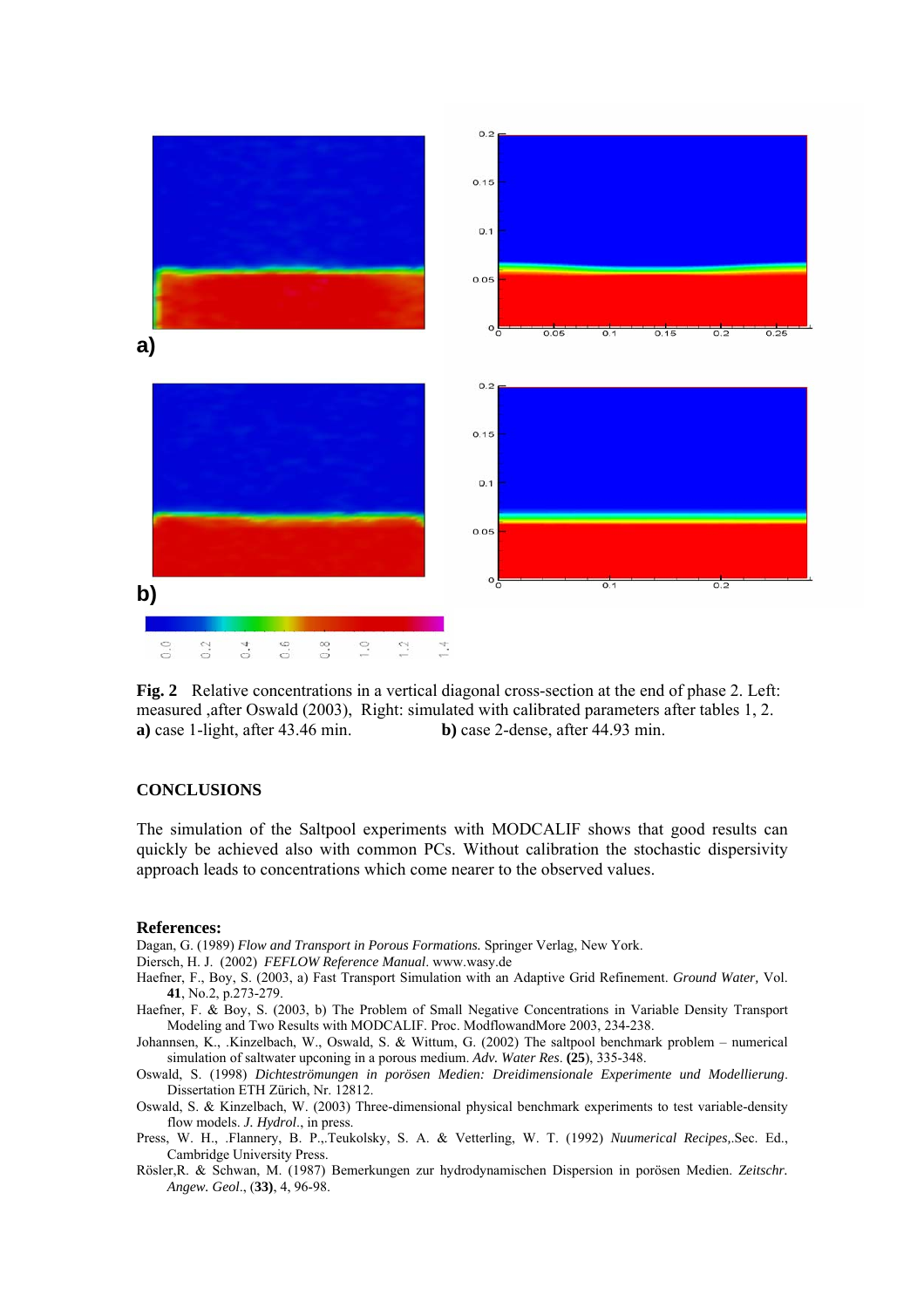a)

0.2
0.15
0.1
0.05
0
0 0.05 0.1 0.15 0.2 0.25

b)

0.2
0.15
0.1
0.05
0
0 0.1 0.2

0.0 0.2 0.4 0.6 0.8 1.0 1.2 1.4

**Fig. 2** Relative concentrations in a vertical diagonal cross-section at the end of phase 2. Left: measured ,after Oswald (2003), Right: simulated with calibrated parameters after tables 1, 2. **a)** case 1-light, after 43.46 min. **b)** case 2-dense, after 44.93 min.

## CONCLUSIONS

The simulation of the Saltpool experiments with MODCALIF shows that good results can quickly be achieved also with common PCs. Without calibration the stochastic dispersivity approach leads to concentrations which come nearer to the observed values.

## References:

Dagan, G. (1989) *Flow and Transport in Porous Formations.* Springer Verlag, New York.

Diersch, H. J. (2002) *FEFLOW Reference Manual*. www.wasy.de

Haefner, F., Boy, S. (2003, a) Fast Transport Simulation with an Adaptive Grid Refinement. *Ground Water,* Vol. **41**, No.2, p.273-279.

Haefner, F. & Boy, S. (2003, b) The Problem of Small Negative Concentrations in Variable Density Transport Modeling and Two Results with MODCALIF. Proc. ModflowandMore 2003, 234-238.

Johannsen, K., .Kinzelbach, W., Oswald, S. & Wittum, G. (2002) The saltpool benchmark problem – numerical simulation of saltwater upconing in a porous medium. *Adv. Water Res*. **(25**), 335-348.

Oswald, S. (1998) *Dichteströmungen in porösen Medien: Dreidimensionale Experimente und Modellierung*. Dissertation ETH Zürich, Nr. 12812.

Oswald, S. & Kinzelbach, W. (2003) Three-dimensional physical benchmark experiments to test variable-density flow models. *J. Hydrol*., in press.

Press, W. H., .Flannery, B. P.,.Teukolsky, S. A. & Vetterling, W. T. (1992) *Nuumerical Recipes,*.Sec. Ed., Cambridge University Press.

Rösler,R. & Schwan, M. (1987) Bemerkungen zur hydrodynamischen Dispersion in porösen Medien. *Zeitschr. Angew. Geol*., (**33**), 4, 96-98.